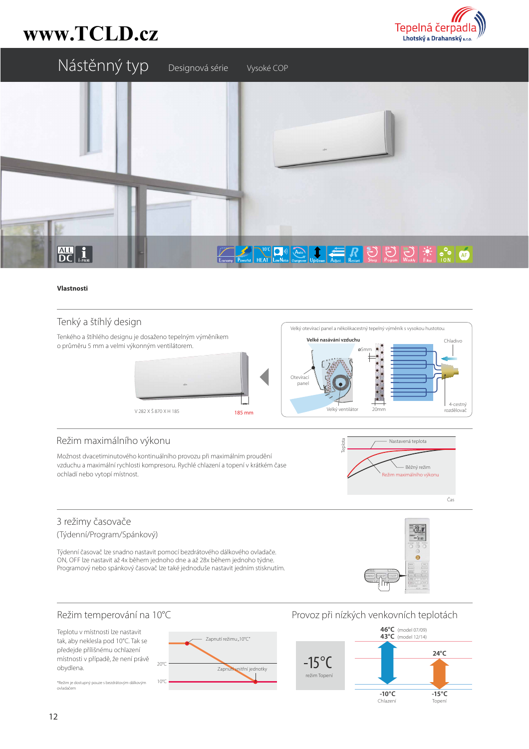# Nástěnný typ

Designová série    Vysoké COP

### Vlastnosti

## Tenký a štíhlý design

Tenkého a štíhlého designu je dosaženo tepelným výměníkem o průměru 5 mm a velmi výkonným ventilátorem.

V 282 X Š 870 X H 185    185 mm

Velký otevírací panel a několikacestný tepelný výměník s vysokou hustotou.

Velké nasávání vzduchu · ø5mm · Chladivo · Otevírací panel · Velký ventilátor · 20mm · 4-cestný rozdělovač

## Režim maximálního výkonu

Možnost dvacetiminutového kontinuálního provozu při maximálním proudění vzduchu a maximální rychlosti kompresoru. Rychlé chlazení a topení v krátkém čase ochladí nebo vytopí místnost.

Teplota · Nastavená teplota · Běžný režim · Režim maximálního výkonu · Čas

## 3 režimy časovače

(Týdenní/Program/Spánkový)

Týdenní časovač lze snadno nastavit pomocí bezdrátového dálkového ovladače. ON, OFF lze nastavit až 4x během jednoho dne a až 28x během jednoho týdne. Programový nebo spánkový časovač lze také jednoduše nastavit jedním stisknutím.

## Režim temperování na 10°C

Teplotu v místnosti lze nastavit tak, aby neklesla pod 10°C. Tak se předejde přílišnému ochlazení místnosti v případě, že není právě obydlena.

Zapnutí režimu„10°C" · Zapnutí vnitřní jednotky · 20°C · 10°C

*Režim je dostupný pouze s bezdrátovým dálkovým ovladačem

## Provoz při nízkých venkovních teplotách

-15°C režim Topení

46°C (model 07/09)
43°C (model 12/14)
24°C
-10°C Chlazení
-15°C Topení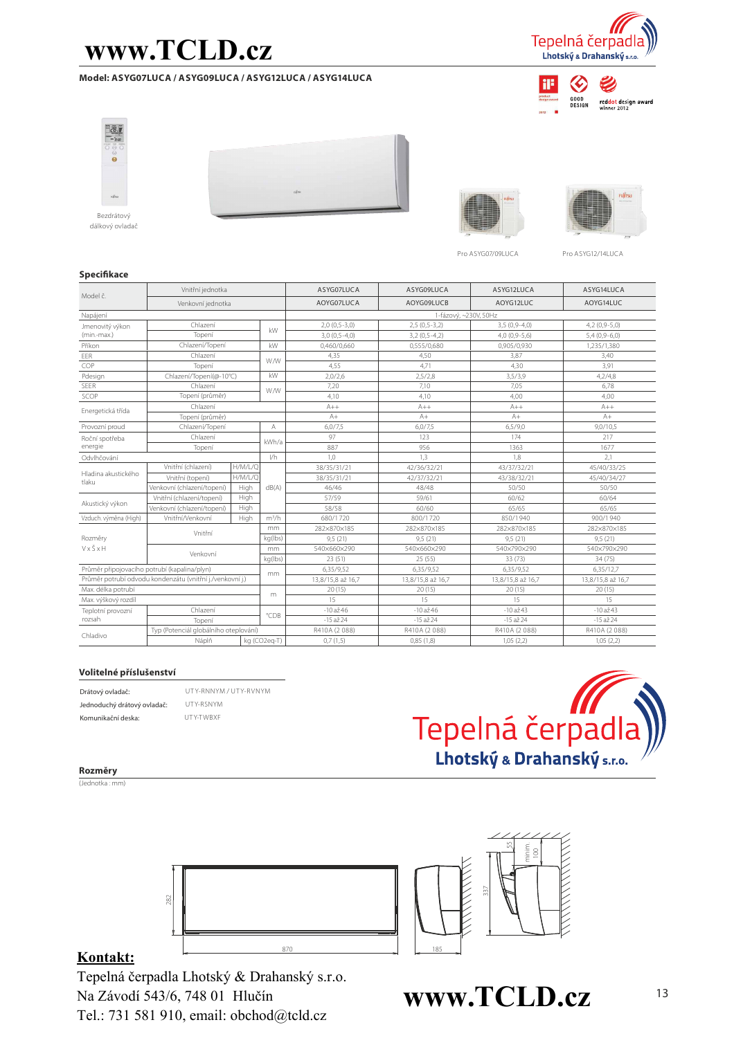# www.TCLD.cz

**Model: ASYG07LUCA / ASYG09LUCA / ASYG12LUCA / ASYG14LUCA**

Bezdrátový dálkový ovladač

Pro ASYG07/09LUCA

Pro ASYG12/14LUCA

## Specifikace

| Model č. | | | | ASYG07LUCA | ASYG09LUCA | ASYG12LUCA | ASYG14LUCA |
|---|---|---|---|---|---|---|---|
| | Vnitřní jednotka | | | ASYG07LUCA | ASYG09LUCA | ASYG12LUCA | ASYG14LUCA |
| | Venkovní jednotka | | | AOYG07LUCA | AOYG09LUCB | AOYG12LUC | AOYG14LUC |
| Napájení | | | | 1-fázový, ~230V, 50Hz | | | |
| Jmenovitý výkon (min.-max.) | Chlazení | | kW | 2,0 (0,5-3,0) | 2,5 (0,5-3,2) | 3,5 (0,9-4,0) | 4,2 (0,9-5,0) |
| | Topení | | kW | 3,0 (0,5-4,0) | 3,2 (0,5-4,2) | 4,0 (0,9-5,6) | 5,4 (0,9-6,0) |
| Příkon | Chlazení/Topení | | kW | 0,460/0,660 | 0,555/0,680 | 0,905/0,930 | 1,235/1,380 |
| EER | Chlazení | | W/W | 4,35 | 4,50 | 3,87 | 3,40 |
| COP | Topení | | W/W | 4,55 | 4,71 | 4,30 | 3,91 |
| Pdesign | Chlazení/Topení(@-10°C) | | kW | 2,0/2,6 | 2,5/2,8 | 3,5/3,9 | 4,2/4,8 |
| SEER | Chlazení | | W/W | 7,20 | 7,10 | 7,05 | 6,78 |
| SCOP | Topení (průměr) | | W/W | 4,10 | 4,10 | 4,00 | 4,00 |
| Energetická třída | Chlazení | | | A++ | A++ | A++ | A++ |
| | Topení (průměr) | | | A+ | A+ | A+ | A+ |
| Provozní proud | Chlazení/Topení | | A | 6,0/7,5 | 6,0/7,5 | 6,5/9,0 | 9,0/10,5 |
| Roční spotřeba energie | Chlazení | | kWh/a | 97 | 123 | 174 | 217 |
| | Topení | | kWh/a | 887 | 956 | 1363 | 1677 |
| Odvlhčování | | | l/h | 1,0 | 1,3 | 1,8 | 2,1 |
| Hladina akustického tlaku | Vnitřní (chlazení) | H/M/L/Q | dB(A) | 38/35/31/21 | 42/36/32/21 | 43/37/32/21 | 45/40/33/25 |
| | Vnitřní (topení) | H/M/L/Q | dB(A) | 38/35/31/21 | 42/37/32/21 | 43/38/32/21 | 45/40/34/27 |
| | Venkovní (chlazení/topení) | High | dB(A) | 46/46 | 48/48 | 50/50 | 50/50 |
| Akustický výkon | Vnitřní (chlazení/topení) | High | dB(A) | 57/59 | 59/61 | 60/62 | 60/64 |
| | Venkovní (chlazení/topení) | High | dB(A) | 58/58 | 60/60 | 65/65 | 65/65 |
| Vzduch. výměna (High) | Vnitřní/Venkovní | High | m³/h | 680/1 720 | 800/1720 | 850/1940 | 900/1 940 |
| Rozměry V x Š x H | Vnitřní | | mm | 282×870×185 | 282×870×185 | 282×870×185 | 282×870×185 |
| | | | kg(lbs) | 9,5 (21) | 9,5 (21) | 9,5 (21) | 9,5 (21) |
| | Venkovní | | mm | 540×660×290 | 540×660×290 | 540×790×290 | 540×790×290 |
| | | | kg(lbs) | 23 (51) | 25 (55) | 33 (73) | 34 (75) |
| Průměr připojovacího potrubí (kapalina/plyn) | | | mm | 6,35/9,52 | 6,35/9,52 | 6,35/9,52 | 6,35/12,7 |
| Průměr potrubí odvodu kondenzátu (vnitřní j./venkovní j.) | | | mm | 13,8/15,8 až 16,7 | 13,8/15,8 až 16,7 | 13,8/15,8 až 16,7 | 13,8/15,8 až 16,7 |
| Max. délka potrubí | | | m | 20 (15) | 20 (15) | 20 (15) | 20 (15) |
| Max. výškový rozdíl | | | m | 15 | 15 | 15 | 15 |
| Teplotní provozní rozsah | Chlazení | | °CDB | -10 až 46 | -10 až 46 | -10 až 43 | -10 až 43 |
| | Topení | | °CDB | -15 až 24 | -15 až 24 | -15 až 24 | -15 až 24 |
| Chladivo | Typ (Potenciál globálního oteplování) | | | R410A (2 088) | R410A (2 088) | R410A (2 088) | R410A (2 088) |
| | Náplň | | kg (CO2eq-T) | 0,7 (1,5) | 0,85 (1,8) | 1,05 (2,2) | 1,05 (2,2) |

### Volitelné příslušenství

| | |
|---|---|
| Drátový ovladač: | UTY-RNNYM / UTY-RVNYM |
| Jednoduchý drátový ovladač: | UTY-RSNYM |
| Komunikační deska: | UTY-TWBXF |

### Rozměry

(Jednotka : mm)

282

870

185

55

min.

100

337

**Kontakt:**

Tepelná čerpadla Lhotský & Drahanský s.r.o.
Na Závodí 543/6, 748 01 Hlučín
Tel.: 731 581 910, email: obchod@tcld.cz

www.TCLD.cz